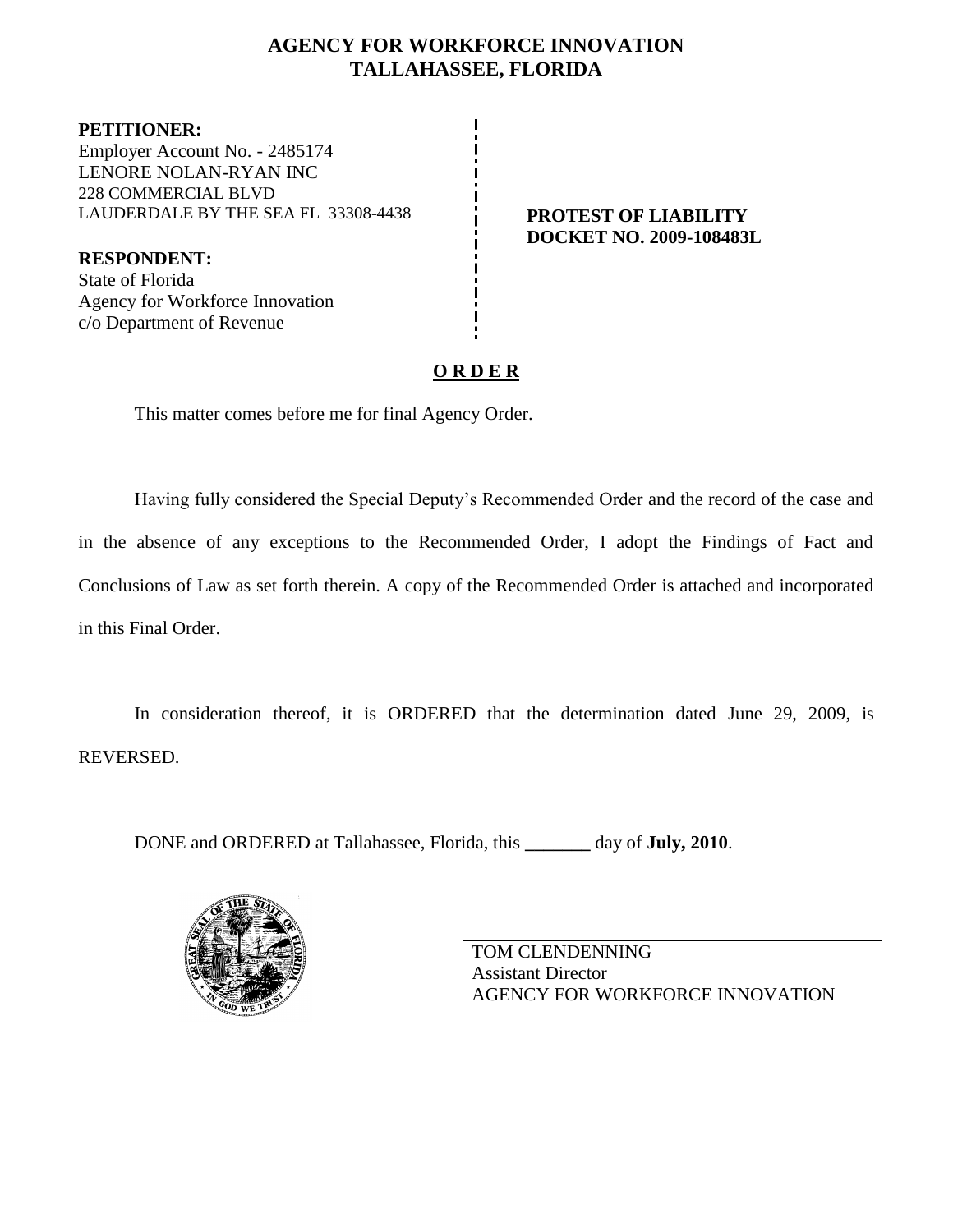# AGENCY FOR WORKFORCE INNOVATION
## TALLAHASSEE, FLORIDA

**PETITIONER:**
Employer Account No. - 2485174
LENORE NOLAN-RYAN INC
228 COMMERCIAL BLVD
LAUDERDALE BY THE SEA FL 33308-4438

**RESPONDENT:**
State of Florida
Agency for Workforce Innovation
c/o Department of Revenue

**PROTEST OF LIABILITY**
**DOCKET NO. 2009-108483L**

**O R D E R**

This matter comes before me for final Agency Order.

Having fully considered the Special Deputy's Recommended Order and the record of the case and in the absence of any exceptions to the Recommended Order, I adopt the Findings of Fact and Conclusions of Law as set forth therein. A copy of the Recommended Order is attached and incorporated in this Final Order.

In consideration thereof, it is ORDERED that the determination dated June 29, 2009, is REVERSED.

DONE and ORDERED at Tallahassee, Florida, this _______ day of **July, 2010**.

TOM CLENDENNING
Assistant Director
AGENCY FOR WORKFORCE INNOVATION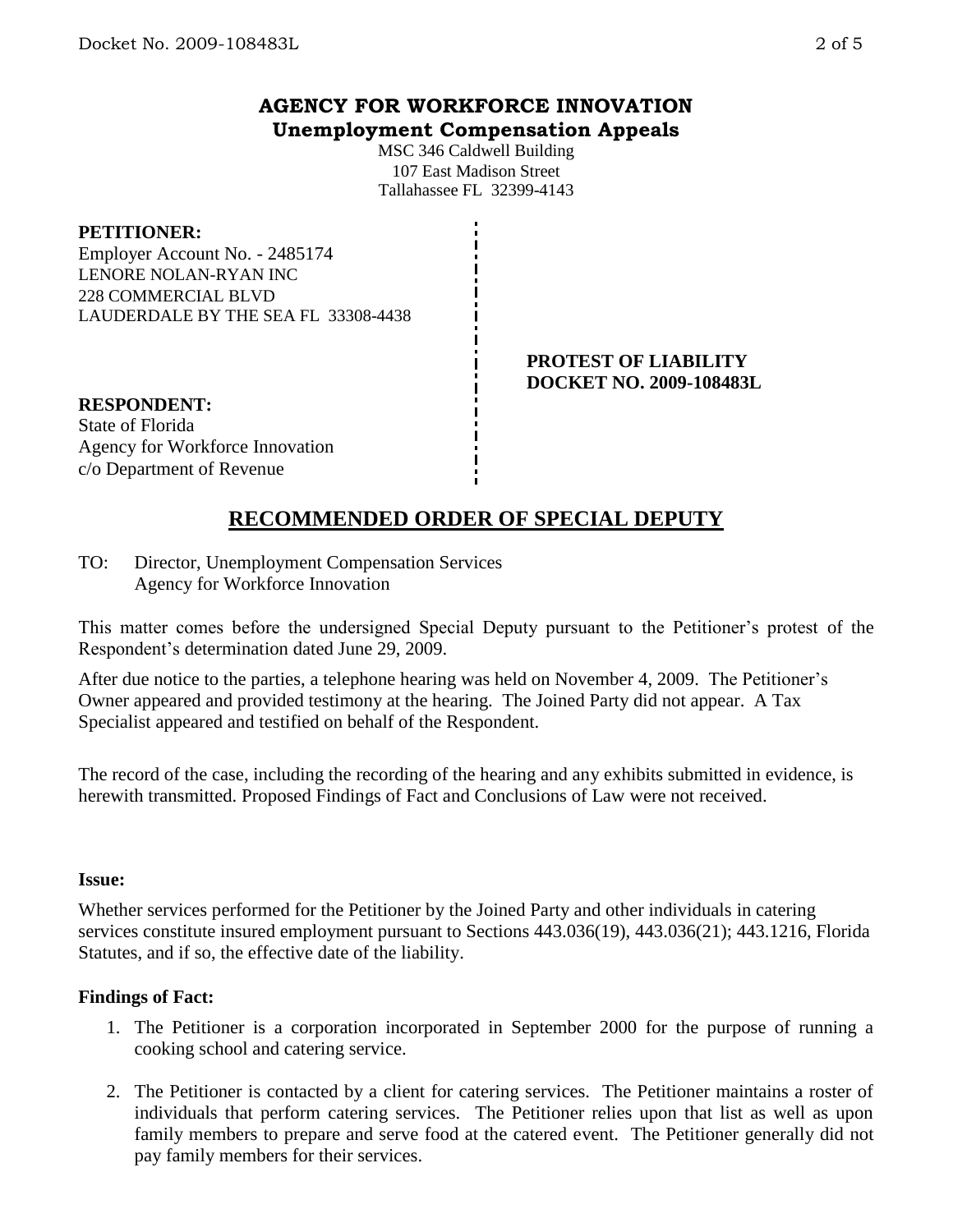# AGENCY FOR WORKFORCE INNOVATION
## Unemployment Compensation Appeals

MSC 346 Caldwell Building
107 East Madison Street
Tallahassee FL 32399-4143

**PETITIONER:**
Employer Account No. - 2485174
LENORE NOLAN-RYAN INC
228 COMMERCIAL BLVD
LAUDERDALE BY THE SEA FL 33308-4438

**PROTEST OF LIABILITY**
**DOCKET NO. 2009-108483L**

**RESPONDENT:**
State of Florida
Agency for Workforce Innovation
c/o Department of Revenue

# RECOMMENDED ORDER OF SPECIAL DEPUTY

TO: Director, Unemployment Compensation Services
Agency for Workforce Innovation

This matter comes before the undersigned Special Deputy pursuant to the Petitioner's protest of the Respondent's determination dated June 29, 2009.

After due notice to the parties, a telephone hearing was held on November 4, 2009. The Petitioner's Owner appeared and provided testimony at the hearing. The Joined Party did not appear. A Tax Specialist appeared and testified on behalf of the Respondent.

The record of the case, including the recording of the hearing and any exhibits submitted in evidence, is herewith transmitted. Proposed Findings of Fact and Conclusions of Law were not received.

**Issue:**

Whether services performed for the Petitioner by the Joined Party and other individuals in catering services constitute insured employment pursuant to Sections 443.036(19), 443.036(21); 443.1216, Florida Statutes, and if so, the effective date of the liability.

**Findings of Fact:**

1. The Petitioner is a corporation incorporated in September 2000 for the purpose of running a cooking school and catering service.
2. The Petitioner is contacted by a client for catering services. The Petitioner maintains a roster of individuals that perform catering services. The Petitioner relies upon that list as well as upon family members to prepare and serve food at the catered event. The Petitioner generally did not pay family members for their services.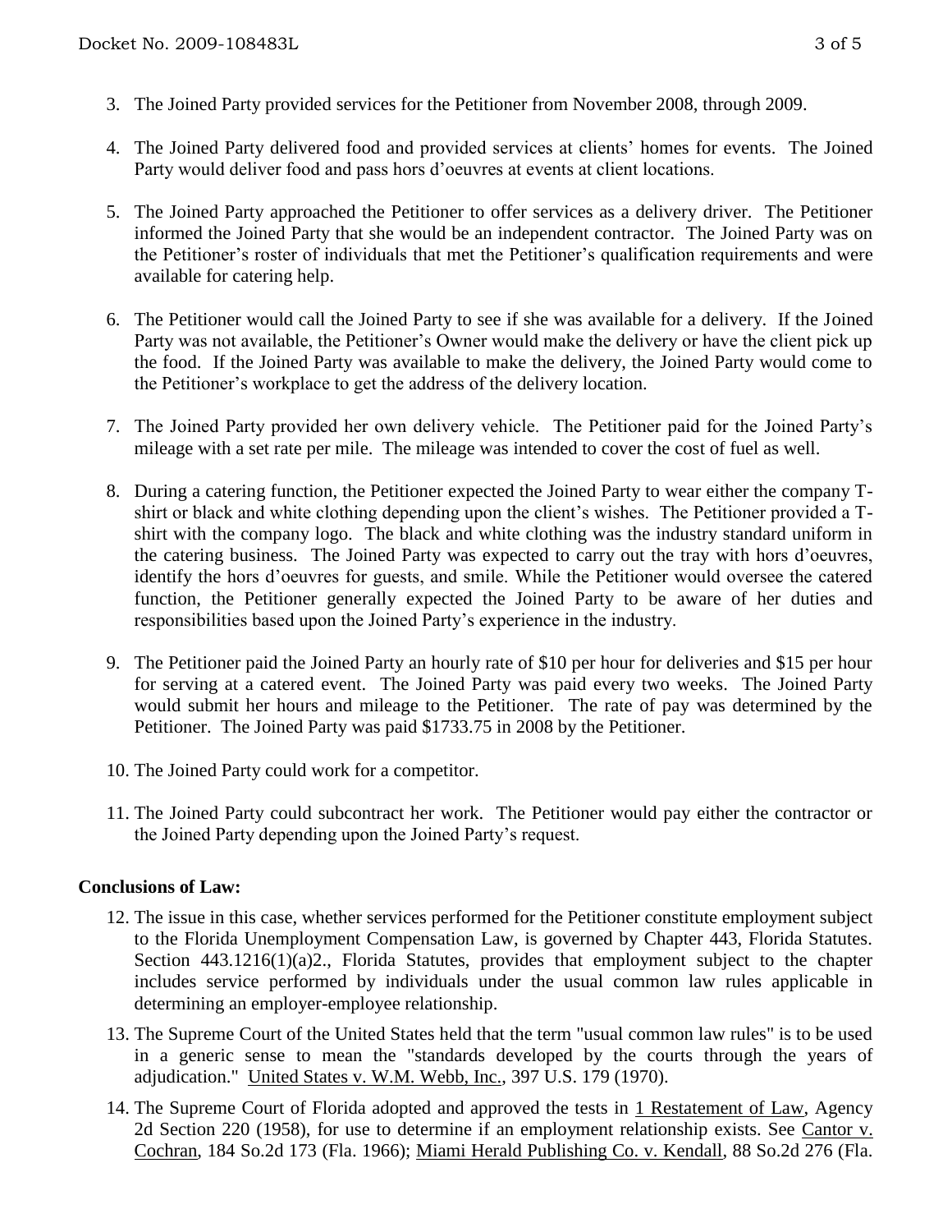3. The Joined Party provided services for the Petitioner from November 2008, through 2009.

4. The Joined Party delivered food and provided services at clients' homes for events. The Joined Party would deliver food and pass hors d'oeuvres at events at client locations.

5. The Joined Party approached the Petitioner to offer services as a delivery driver. The Petitioner informed the Joined Party that she would be an independent contractor. The Joined Party was on the Petitioner's roster of individuals that met the Petitioner's qualification requirements and were available for catering help.

6. The Petitioner would call the Joined Party to see if she was available for a delivery. If the Joined Party was not available, the Petitioner's Owner would make the delivery or have the client pick up the food. If the Joined Party was available to make the delivery, the Joined Party would come to the Petitioner's workplace to get the address of the delivery location.

7. The Joined Party provided her own delivery vehicle. The Petitioner paid for the Joined Party's mileage with a set rate per mile. The mileage was intended to cover the cost of fuel as well.

8. During a catering function, the Petitioner expected the Joined Party to wear either the company T-shirt or black and white clothing depending upon the client's wishes. The Petitioner provided a T-shirt with the company logo. The black and white clothing was the industry standard uniform in the catering business. The Joined Party was expected to carry out the tray with hors d'oeuvres, identify the hors d'oeuvres for guests, and smile. While the Petitioner would oversee the catered function, the Petitioner generally expected the Joined Party to be aware of her duties and responsibilities based upon the Joined Party's experience in the industry.

9. The Petitioner paid the Joined Party an hourly rate of $10 per hour for deliveries and $15 per hour for serving at a catered event. The Joined Party was paid every two weeks. The Joined Party would submit her hours and mileage to the Petitioner. The rate of pay was determined by the Petitioner. The Joined Party was paid $1733.75 in 2008 by the Petitioner.

10. The Joined Party could work for a competitor.

11. The Joined Party could subcontract her work. The Petitioner would pay either the contractor or the Joined Party depending upon the Joined Party's request.

## Conclusions of Law:

12. The issue in this case, whether services performed for the Petitioner constitute employment subject to the Florida Unemployment Compensation Law, is governed by Chapter 443, Florida Statutes. Section 443.1216(1)(a)2., Florida Statutes, provides that employment subject to the chapter includes service performed by individuals under the usual common law rules applicable in determining an employer-employee relationship.

13. The Supreme Court of the United States held that the term "usual common law rules" is to be used in a generic sense to mean the "standards developed by the courts through the years of adjudication." United States v. W.M. Webb, Inc., 397 U.S. 179 (1970).

14. The Supreme Court of Florida adopted and approved the tests in 1 Restatement of Law, Agency 2d Section 220 (1958), for use to determine if an employment relationship exists. See Cantor v. Cochran, 184 So.2d 173 (Fla. 1966); Miami Herald Publishing Co. v. Kendall, 88 So.2d 276 (Fla.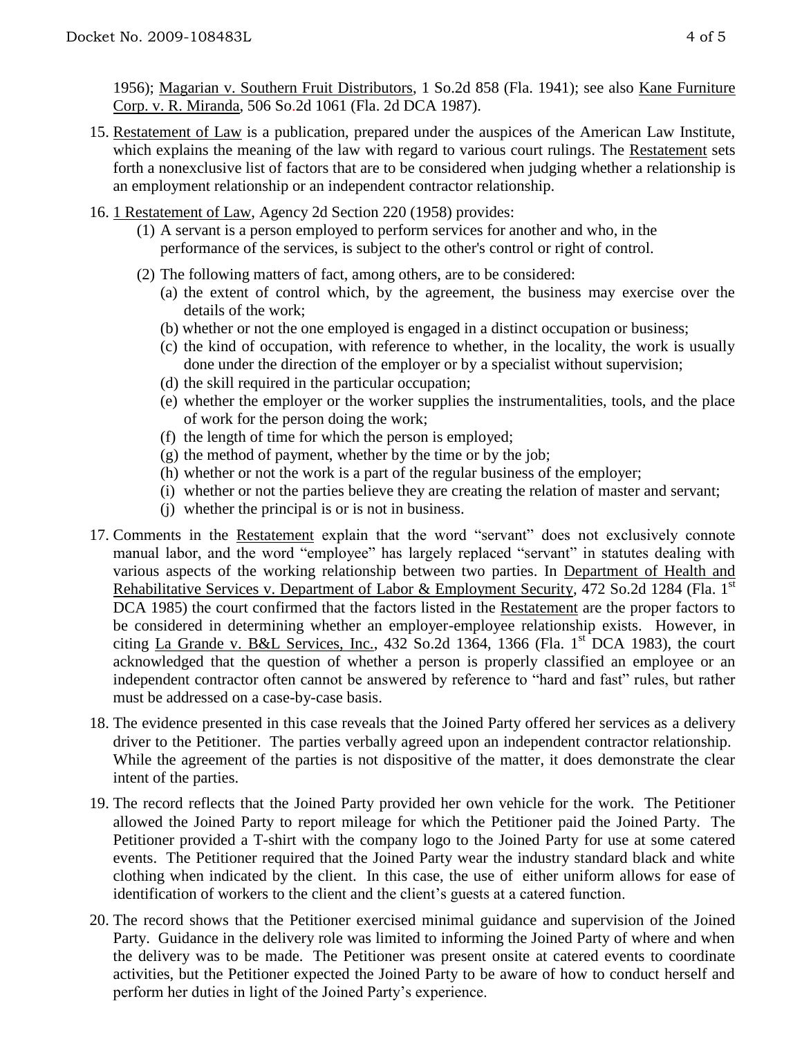1956); Magarian v. Southern Fruit Distributors, 1 So.2d 858 (Fla. 1941); see also Kane Furniture Corp. v. R. Miranda, 506 So.2d 1061 (Fla. 2d DCA 1987).

15. Restatement of Law is a publication, prepared under the auspices of the American Law Institute, which explains the meaning of the law with regard to various court rulings. The Restatement sets forth a nonexclusive list of factors that are to be considered when judging whether a relationship is an employment relationship or an independent contractor relationship.

16. 1 Restatement of Law, Agency 2d Section 220 (1958) provides:
    (1) A servant is a person employed to perform services for another and who, in the performance of the services, is subject to the other's control or right of control.
    (2) The following matters of fact, among others, are to be considered:
        (a) the extent of control which, by the agreement, the business may exercise over the details of the work;
        (b) whether or not the one employed is engaged in a distinct occupation or business;
        (c) the kind of occupation, with reference to whether, in the locality, the work is usually done under the direction of the employer or by a specialist without supervision;
        (d) the skill required in the particular occupation;
        (e) whether the employer or the worker supplies the instrumentalities, tools, and the place of work for the person doing the work;
        (f) the length of time for which the person is employed;
        (g) the method of payment, whether by the time or by the job;
        (h) whether or not the work is a part of the regular business of the employer;
        (i) whether or not the parties believe they are creating the relation of master and servant;
        (j) whether the principal is or is not in business.

17. Comments in the Restatement explain that the word "servant" does not exclusively connote manual labor, and the word "employee" has largely replaced "servant" in statutes dealing with various aspects of the working relationship between two parties. In Department of Health and Rehabilitative Services v. Department of Labor & Employment Security, 472 So.2d 1284 (Fla. 1st DCA 1985) the court confirmed that the factors listed in the Restatement are the proper factors to be considered in determining whether an employer-employee relationship exists. However, in citing La Grande v. B&L Services, Inc., 432 So.2d 1364, 1366 (Fla. 1st DCA 1983), the court acknowledged that the question of whether a person is properly classified an employee or an independent contractor often cannot be answered by reference to "hard and fast" rules, but rather must be addressed on a case-by-case basis.

18. The evidence presented in this case reveals that the Joined Party offered her services as a delivery driver to the Petitioner. The parties verbally agreed upon an independent contractor relationship. While the agreement of the parties is not dispositive of the matter, it does demonstrate the clear intent of the parties.

19. The record reflects that the Joined Party provided her own vehicle for the work. The Petitioner allowed the Joined Party to report mileage for which the Petitioner paid the Joined Party. The Petitioner provided a T-shirt with the company logo to the Joined Party for use at some catered events. The Petitioner required that the Joined Party wear the industry standard black and white clothing when indicated by the client. In this case, the use of either uniform allows for ease of identification of workers to the client and the client's guests at a catered function.

20. The record shows that the Petitioner exercised minimal guidance and supervision of the Joined Party. Guidance in the delivery role was limited to informing the Joined Party of where and when the delivery was to be made. The Petitioner was present onsite at catered events to coordinate activities, but the Petitioner expected the Joined Party to be aware of how to conduct herself and perform her duties in light of the Joined Party's experience.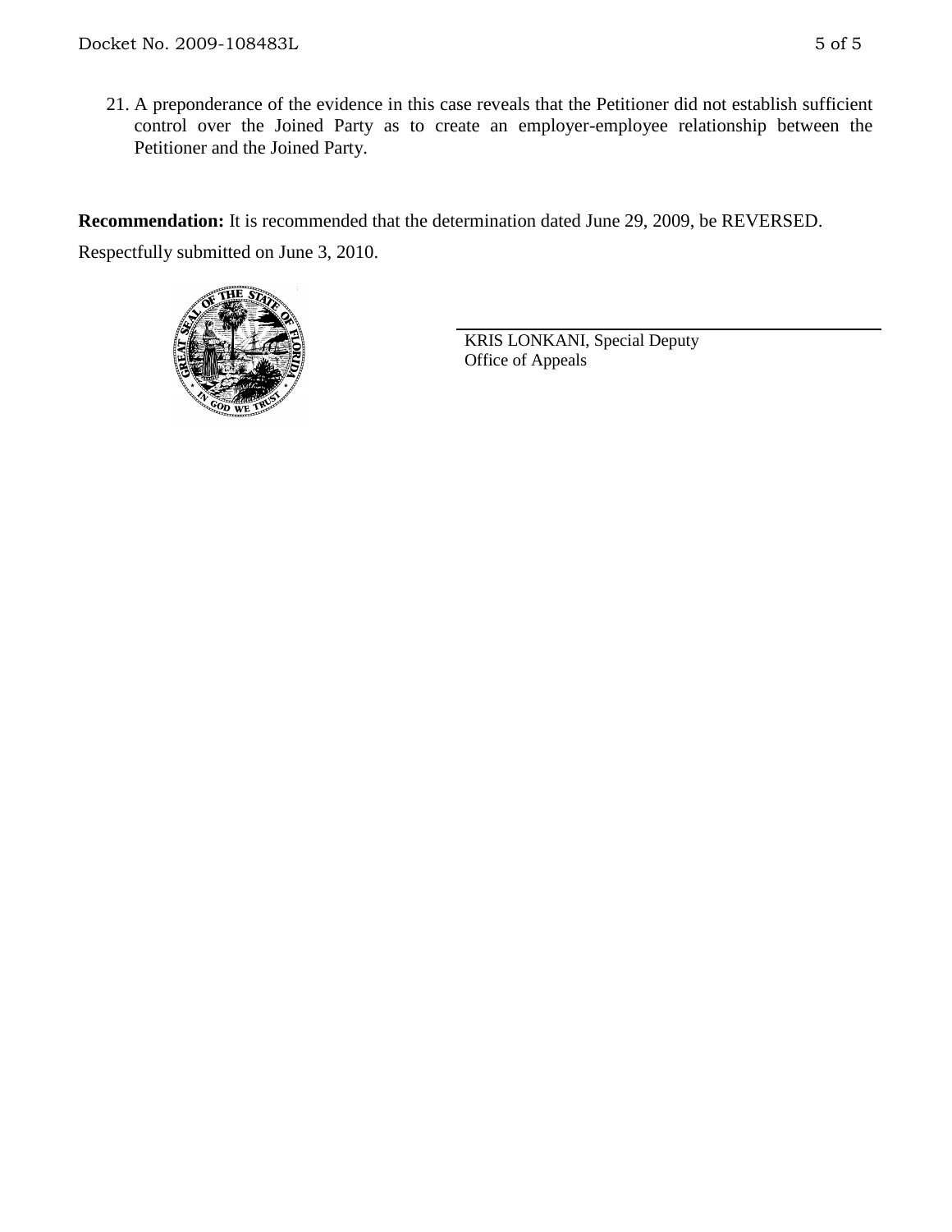21. A preponderance of the evidence in this case reveals that the Petitioner did not establish sufficient control over the Joined Party as to create an employer-employee relationship between the Petitioner and the Joined Party.

**Recommendation:** It is recommended that the determination dated June 29, 2009, be REVERSED.

Respectfully submitted on June 3, 2010.

KRIS LONKANI, Special Deputy
Office of Appeals